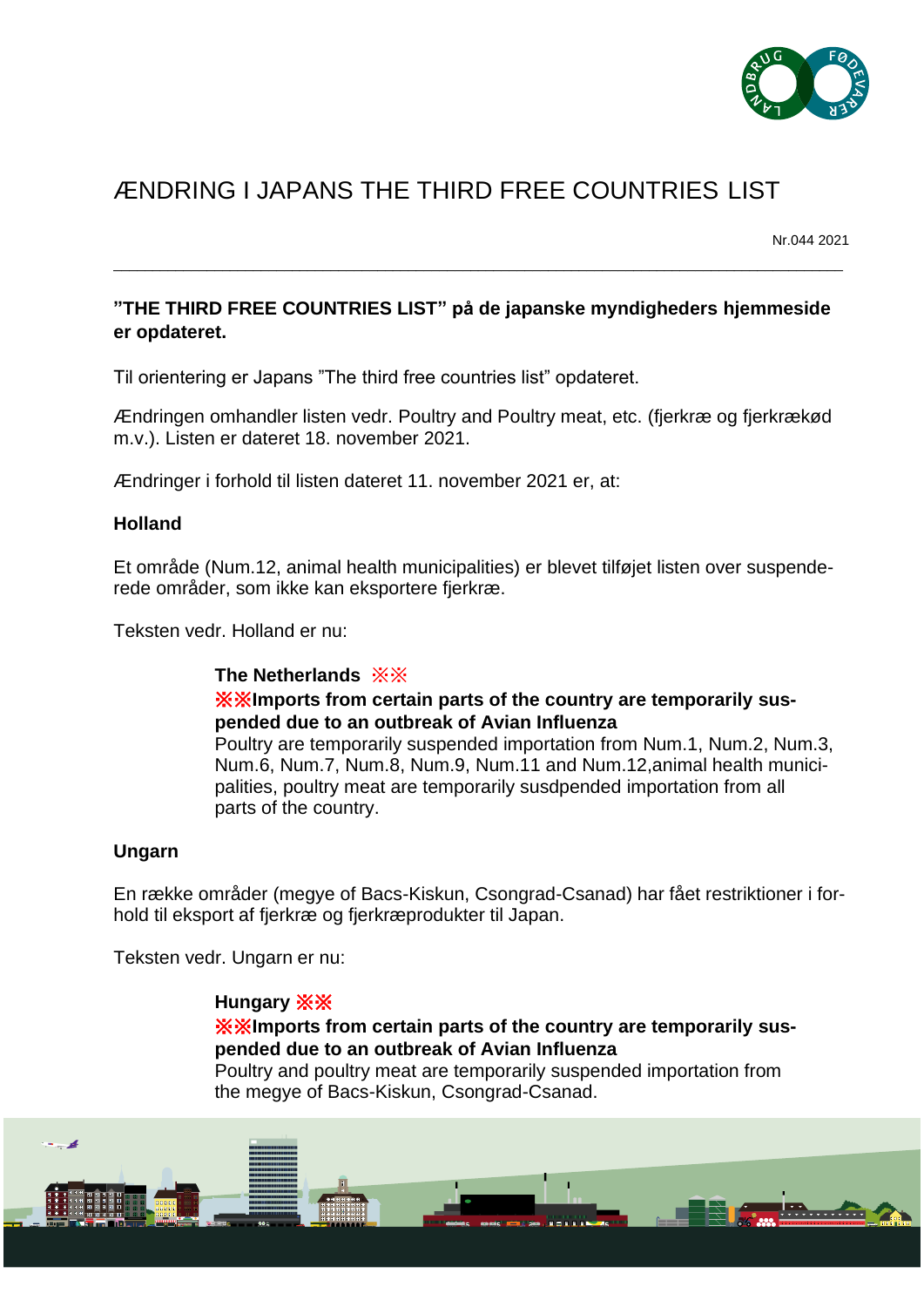# ÆNDRING I JAPANS THE THIRD FREE COUNTRIES LIST

Nr.044 2021

---

**"THE THIRD FREE COUNTRIES LIST" på de japanske myndigheders hjemmeside er opdateret.**

Til orientering er Japans "The third free countries list" opdateret.

Ændringen omhandler listen vedr. Poultry and Poultry meat, etc. (fjerkræ og fjerkrækød m.v.). Listen er dateret 18. november 2021.

Ændringer i forhold til listen dateret 11. november 2021 er, at:

**Holland**

Et område (Num.12, animal health municipalities) er blevet tilføjet listen over suspenderede områder, som ikke kan eksportere fjerkræ.

Teksten vedr. Holland er nu:

> **The Netherlands ※※**
> **※※Imports from certain parts of the country are temporarily suspended due to an outbreak of Avian Influenza**
> Poultry are temporarily suspended importation from Num.1, Num.2, Num.3, Num.6, Num.7, Num.8, Num.9, Num.11 and Num.12,animal health municipalities, poultry meat are temporarily susdpended importation from all parts of the country.

**Ungarn**

En række områder (megye of Bacs-Kiskun, Csongrad-Csanad) har fået restriktioner i forhold til eksport af fjerkræ og fjerkræprodukter til Japan.

Teksten vedr. Ungarn er nu:

> **Hungary ※※**
> **※※Imports from certain parts of the country are temporarily suspended due to an outbreak of Avian Influenza**
> Poultry and poultry meat are temporarily suspended importation from the megye of Bacs-Kiskun, Csongrad-Csanad.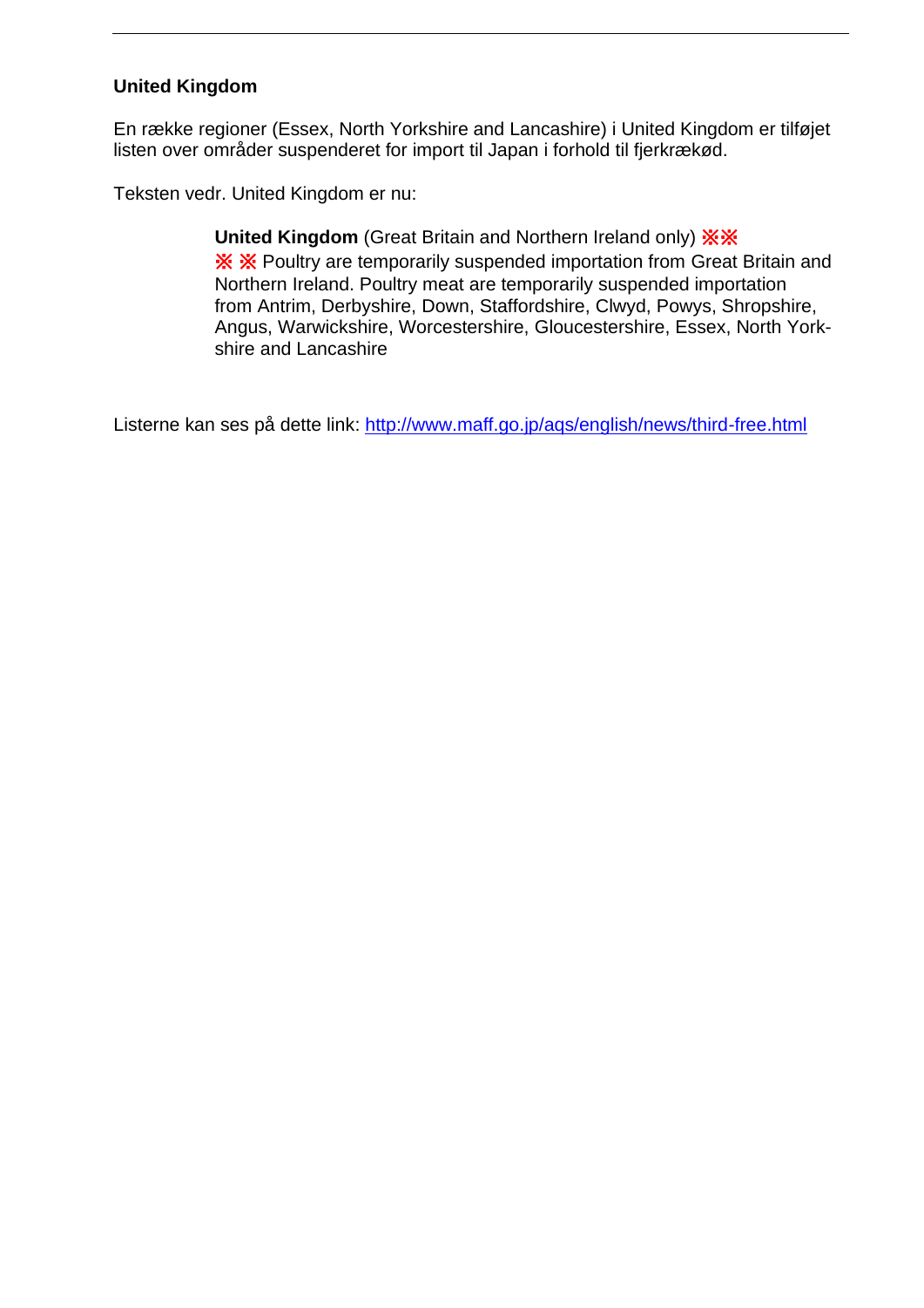### United Kingdom

En række regioner (Essex, North Yorkshire and Lancashire) i United Kingdom er tilføjet listen over områder suspenderet for import til Japan i forhold til fjerkrækød.

Teksten vedr. United Kingdom er nu:

> **United Kingdom** (Great Britain and Northern Ireland only) ※※
> ※ ※ Poultry are temporarily suspended importation from Great Britain and Northern Ireland. Poultry meat are temporarily suspended importation from Antrim, Derbyshire, Down, Staffordshire, Clwyd, Powys, Shropshire, Angus, Warwickshire, Worcestershire, Gloucestershire, Essex, North Yorkshire and Lancashire

Listerne kan ses på dette link: http://www.maff.go.jp/aqs/english/news/third-free.html